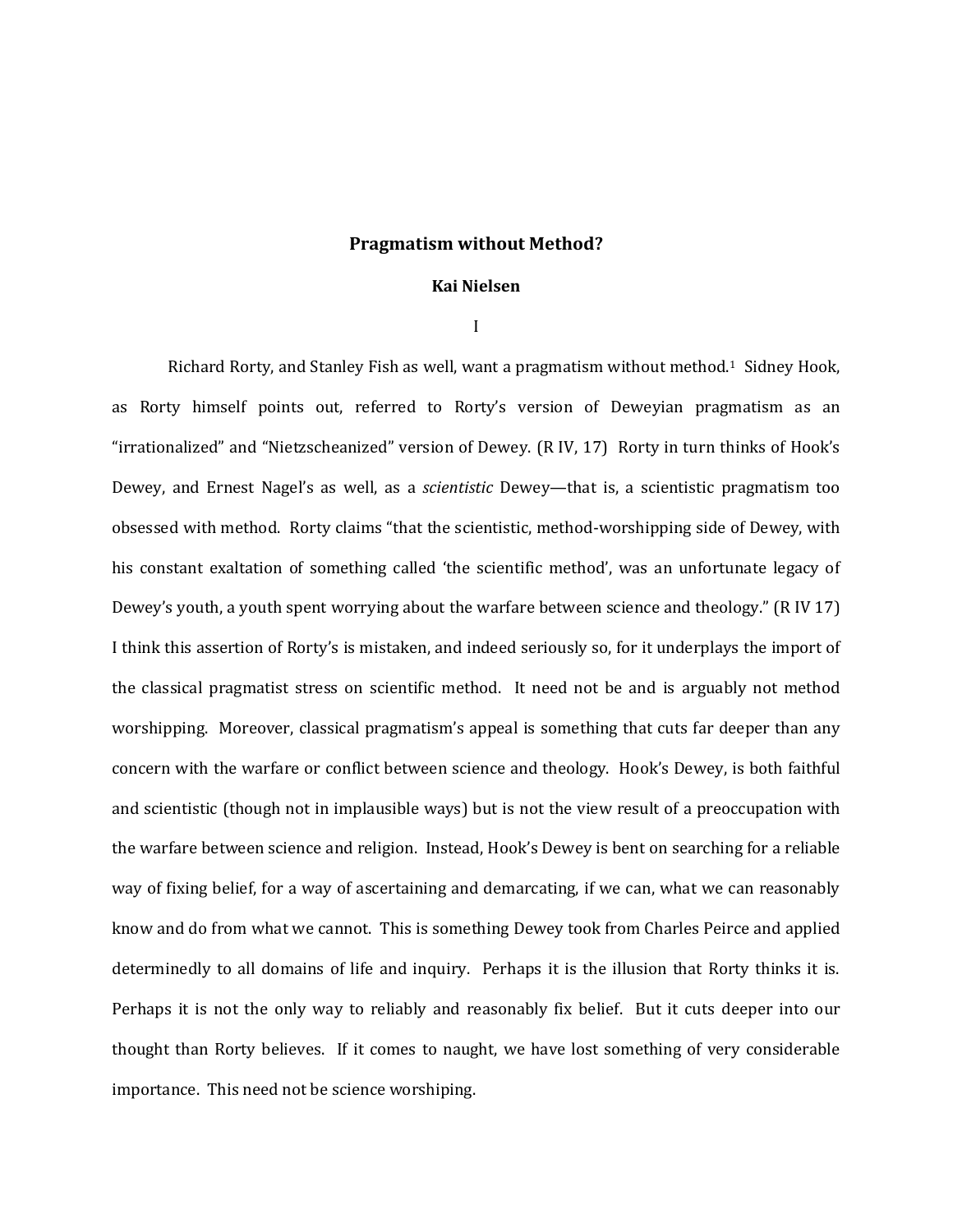# Pragmatism without Method?

**Kai Nielsen**

## I

Richard Rorty, and Stanley Fish as well, want a pragmatism without method.[1] Sidney Hook, as Rorty himself points out, referred to Rorty's version of Deweyian pragmatism as an "irrationalized" and "Nietzscheanized" version of Dewey. (R IV, 17) Rorty in turn thinks of Hook's Dewey, and Ernest Nagel's as well, as a *scientistic* Dewey—that is, a scientistic pragmatism too obsessed with method. Rorty claims "that the scientistic, method-worshipping side of Dewey, with his constant exaltation of something called 'the scientific method', was an unfortunate legacy of Dewey's youth, a youth spent worrying about the warfare between science and theology." (R IV 17) I think this assertion of Rorty's is mistaken, and indeed seriously so, for it underplays the import of the classical pragmatist stress on scientific method. It need not be and is arguably not method worshipping. Moreover, classical pragmatism's appeal is something that cuts far deeper than any concern with the warfare or conflict between science and theology. Hook's Dewey, is both faithful and scientistic (though not in implausible ways) but is not the view result of a preoccupation with the warfare between science and religion. Instead, Hook's Dewey is bent on searching for a reliable way of fixing belief, for a way of ascertaining and demarcating, if we can, what we can reasonably know and do from what we cannot. This is something Dewey took from Charles Peirce and applied determinedly to all domains of life and inquiry. Perhaps it is the illusion that Rorty thinks it is. Perhaps it is not the only way to reliably and reasonably fix belief. But it cuts deeper into our thought than Rorty believes. If it comes to naught, we have lost something of very considerable importance. This need not be science worshiping.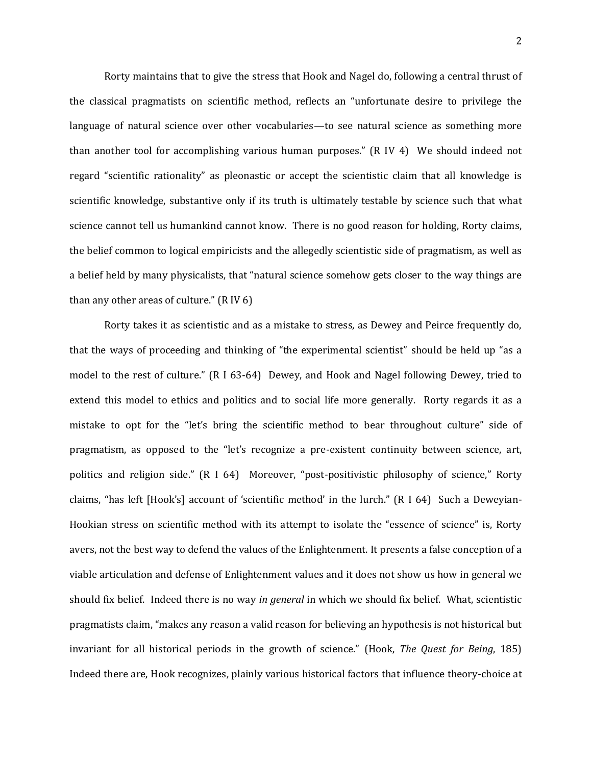Rorty maintains that to give the stress that Hook and Nagel do, following a central thrust of the classical pragmatists on scientific method, reflects an "unfortunate desire to privilege the language of natural science over other vocabularies—to see natural science as something more than another tool for accomplishing various human purposes." (R IV 4) We should indeed not regard "scientific rationality" as pleonastic or accept the scientistic claim that all knowledge is scientific knowledge, substantive only if its truth is ultimately testable by science such that what science cannot tell us humankind cannot know. There is no good reason for holding, Rorty claims, the belief common to logical empiricists and the allegedly scientistic side of pragmatism, as well as a belief held by many physicalists, that "natural science somehow gets closer to the way things are than any other areas of culture." (R IV 6)

Rorty takes it as scientistic and as a mistake to stress, as Dewey and Peirce frequently do, that the ways of proceeding and thinking of "the experimental scientist" should be held up "as a model to the rest of culture." (R I 63-64) Dewey, and Hook and Nagel following Dewey, tried to extend this model to ethics and politics and to social life more generally. Rorty regards it as a mistake to opt for the "let's bring the scientific method to bear throughout culture" side of pragmatism, as opposed to the "let's recognize a pre-existent continuity between science, art, politics and religion side." (R I 64) Moreover, "post-positivistic philosophy of science," Rorty claims, "has left [Hook's] account of 'scientific method' in the lurch." (R I 64) Such a Deweyian-Hookian stress on scientific method with its attempt to isolate the "essence of science" is, Rorty avers, not the best way to defend the values of the Enlightenment. It presents a false conception of a viable articulation and defense of Enlightenment values and it does not show us how in general we should fix belief. Indeed there is no way *in general* in which we should fix belief. What, scientistic pragmatists claim, "makes any reason a valid reason for believing an hypothesis is not historical but invariant for all historical periods in the growth of science." (Hook, *The Quest for Being*, 185) Indeed there are, Hook recognizes, plainly various historical factors that influence theory-choice at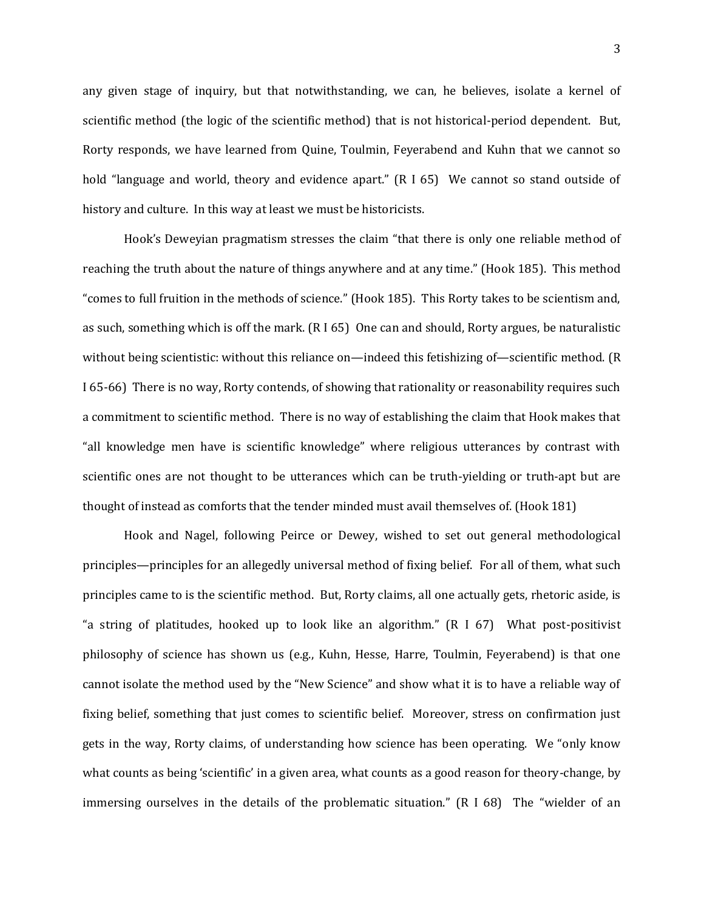any given stage of inquiry, but that notwithstanding, we can, he believes, isolate a kernel of scientific method (the logic of the scientific method) that is not historical-period dependent. But, Rorty responds, we have learned from Quine, Toulmin, Feyerabend and Kuhn that we cannot so hold "language and world, theory and evidence apart." (R I 65) We cannot so stand outside of history and culture. In this way at least we must be historicists.

Hook's Deweyian pragmatism stresses the claim "that there is only one reliable method of reaching the truth about the nature of things anywhere and at any time." (Hook 185). This method "comes to full fruition in the methods of science." (Hook 185). This Rorty takes to be scientism and, as such, something which is off the mark. (R I 65) One can and should, Rorty argues, be naturalistic without being scientistic: without this reliance on—indeed this fetishizing of—scientific method. (R I 65-66) There is no way, Rorty contends, of showing that rationality or reasonability requires such a commitment to scientific method. There is no way of establishing the claim that Hook makes that "all knowledge men have is scientific knowledge" where religious utterances by contrast with scientific ones are not thought to be utterances which can be truth-yielding or truth-apt but are thought of instead as comforts that the tender minded must avail themselves of. (Hook 181)

Hook and Nagel, following Peirce or Dewey, wished to set out general methodological principles—principles for an allegedly universal method of fixing belief. For all of them, what such principles came to is the scientific method. But, Rorty claims, all one actually gets, rhetoric aside, is "a string of platitudes, hooked up to look like an algorithm." (R I 67) What post-positivist philosophy of science has shown us (e.g., Kuhn, Hesse, Harre, Toulmin, Feyerabend) is that one cannot isolate the method used by the "New Science" and show what it is to have a reliable way of fixing belief, something that just comes to scientific belief. Moreover, stress on confirmation just gets in the way, Rorty claims, of understanding how science has been operating. We "only know what counts as being 'scientific' in a given area, what counts as a good reason for theory-change, by immersing ourselves in the details of the problematic situation." (R I 68) The "wielder of an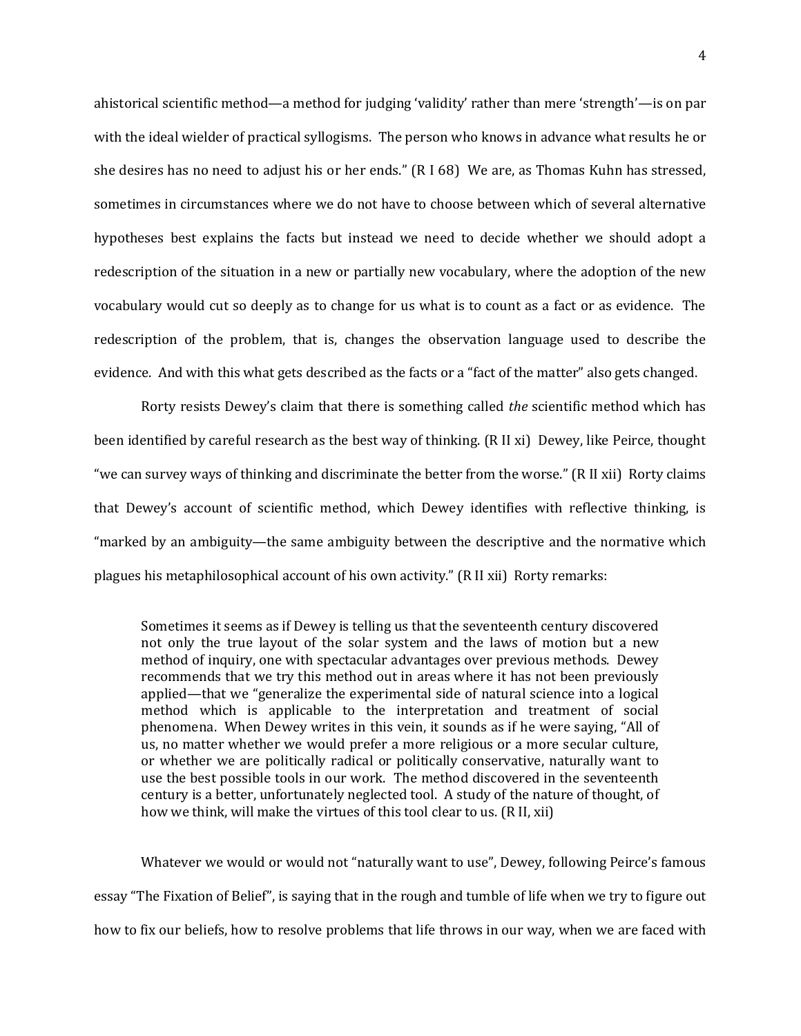ahistorical scientific method—a method for judging 'validity' rather than mere 'strength'—is on par with the ideal wielder of practical syllogisms. The person who knows in advance what results he or she desires has no need to adjust his or her ends." (R I 68) We are, as Thomas Kuhn has stressed, sometimes in circumstances where we do not have to choose between which of several alternative hypotheses best explains the facts but instead we need to decide whether we should adopt a redescription of the situation in a new or partially new vocabulary, where the adoption of the new vocabulary would cut so deeply as to change for us what is to count as a fact or as evidence. The redescription of the problem, that is, changes the observation language used to describe the evidence. And with this what gets described as the facts or a "fact of the matter" also gets changed.

Rorty resists Dewey's claim that there is something called *the* scientific method which has been identified by careful research as the best way of thinking. (R II xi) Dewey, like Peirce, thought "we can survey ways of thinking and discriminate the better from the worse." (R II xii) Rorty claims that Dewey's account of scientific method, which Dewey identifies with reflective thinking, is "marked by an ambiguity—the same ambiguity between the descriptive and the normative which plagues his metaphilosophical account of his own activity." (R II xii) Rorty remarks:

> Sometimes it seems as if Dewey is telling us that the seventeenth century discovered not only the true layout of the solar system and the laws of motion but a new method of inquiry, one with spectacular advantages over previous methods. Dewey recommends that we try this method out in areas where it has not been previously applied—that we "generalize the experimental side of natural science into a logical method which is applicable to the interpretation and treatment of social phenomena. When Dewey writes in this vein, it sounds as if he were saying, "All of us, no matter whether we would prefer a more religious or a more secular culture, or whether we are politically radical or politically conservative, naturally want to use the best possible tools in our work. The method discovered in the seventeenth century is a better, unfortunately neglected tool. A study of the nature of thought, of how we think, will make the virtues of this tool clear to us. (R II, xii)

Whatever we would or would not "naturally want to use", Dewey, following Peirce's famous essay "The Fixation of Belief", is saying that in the rough and tumble of life when we try to figure out how to fix our beliefs, how to resolve problems that life throws in our way, when we are faced with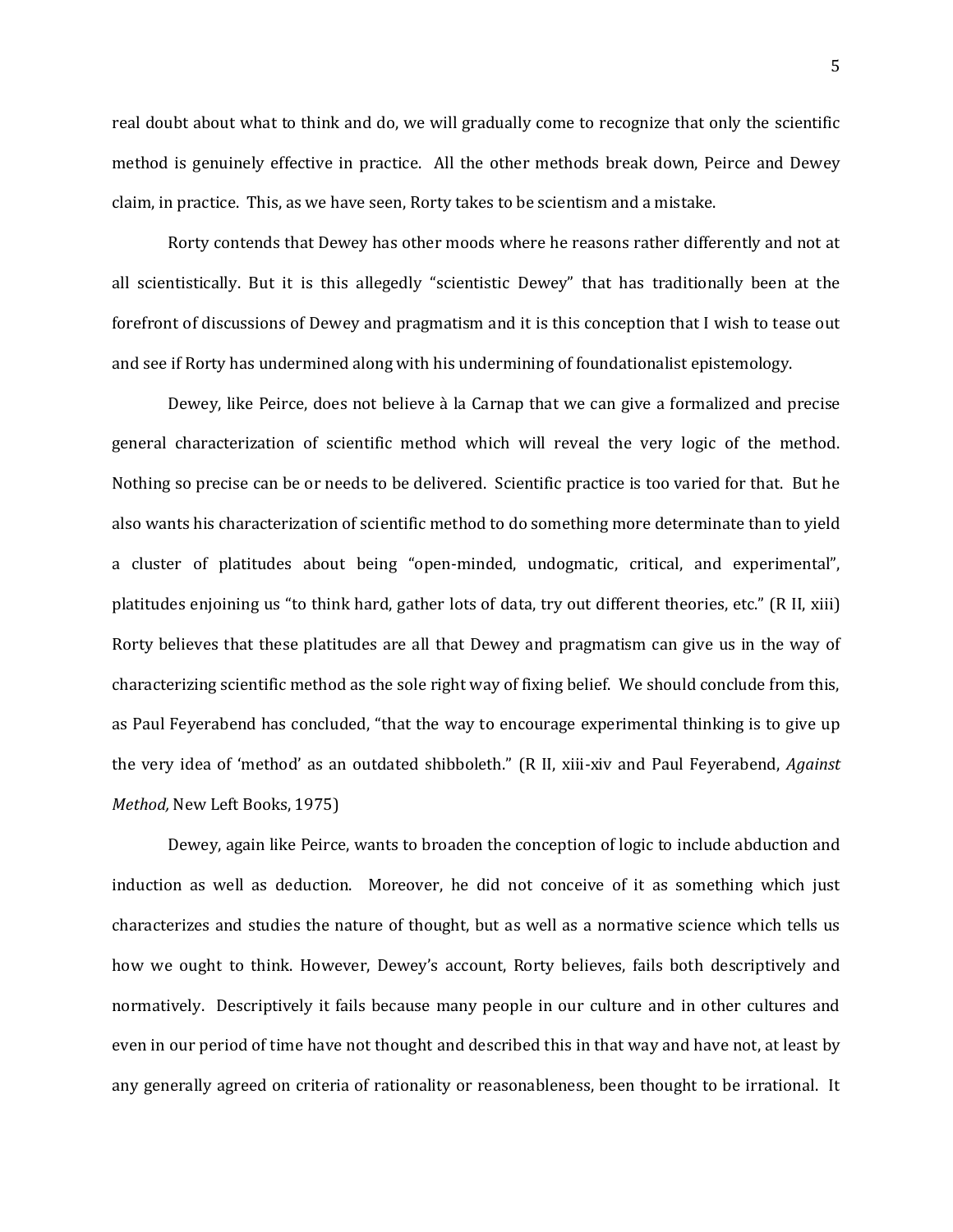real doubt about what to think and do, we will gradually come to recognize that only the scientific method is genuinely effective in practice. All the other methods break down, Peirce and Dewey claim, in practice. This, as we have seen, Rorty takes to be scientism and a mistake.

Rorty contends that Dewey has other moods where he reasons rather differently and not at all scientistically. But it is this allegedly "scientistic Dewey" that has traditionally been at the forefront of discussions of Dewey and pragmatism and it is this conception that I wish to tease out and see if Rorty has undermined along with his undermining of foundationalist epistemology.

Dewey, like Peirce, does not believe à la Carnap that we can give a formalized and precise general characterization of scientific method which will reveal the very logic of the method. Nothing so precise can be or needs to be delivered. Scientific practice is too varied for that. But he also wants his characterization of scientific method to do something more determinate than to yield a cluster of platitudes about being "open-minded, undogmatic, critical, and experimental", platitudes enjoining us "to think hard, gather lots of data, try out different theories, etc." (R II, xiii) Rorty believes that these platitudes are all that Dewey and pragmatism can give us in the way of characterizing scientific method as the sole right way of fixing belief. We should conclude from this, as Paul Feyerabend has concluded, "that the way to encourage experimental thinking is to give up the very idea of 'method' as an outdated shibboleth." (R II, xiii-xiv and Paul Feyerabend, *Against Method,* New Left Books, 1975)

Dewey, again like Peirce, wants to broaden the conception of logic to include abduction and induction as well as deduction. Moreover, he did not conceive of it as something which just characterizes and studies the nature of thought, but as well as a normative science which tells us how we ought to think. However, Dewey's account, Rorty believes, fails both descriptively and normatively. Descriptively it fails because many people in our culture and in other cultures and even in our period of time have not thought and described this in that way and have not, at least by any generally agreed on criteria of rationality or reasonableness, been thought to be irrational. It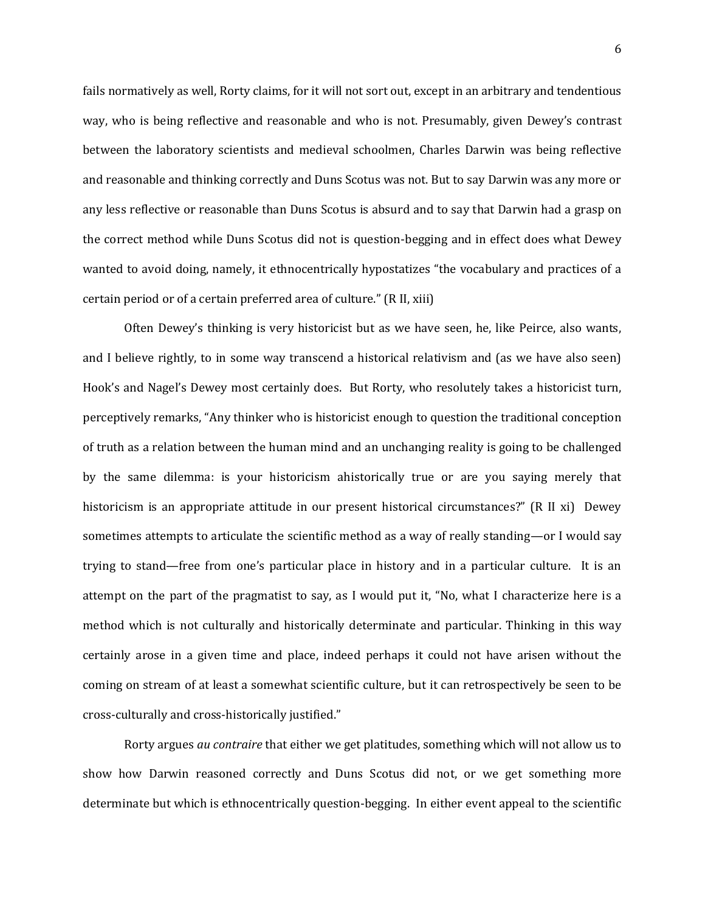fails normatively as well, Rorty claims, for it will not sort out, except in an arbitrary and tendentious way, who is being reflective and reasonable and who is not. Presumably, given Dewey's contrast between the laboratory scientists and medieval schoolmen, Charles Darwin was being reflective and reasonable and thinking correctly and Duns Scotus was not. But to say Darwin was any more or any less reflective or reasonable than Duns Scotus is absurd and to say that Darwin had a grasp on the correct method while Duns Scotus did not is question-begging and in effect does what Dewey wanted to avoid doing, namely, it ethnocentrically hypostatizes "the vocabulary and practices of a certain period or of a certain preferred area of culture." (R II, xiii)

Often Dewey's thinking is very historicist but as we have seen, he, like Peirce, also wants, and I believe rightly, to in some way transcend a historical relativism and (as we have also seen) Hook's and Nagel's Dewey most certainly does. But Rorty, who resolutely takes a historicist turn, perceptively remarks, "Any thinker who is historicist enough to question the traditional conception of truth as a relation between the human mind and an unchanging reality is going to be challenged by the same dilemma: is your historicism ahistorically true or are you saying merely that historicism is an appropriate attitude in our present historical circumstances?" (R II xi) Dewey sometimes attempts to articulate the scientific method as a way of really standing—or I would say trying to stand—free from one's particular place in history and in a particular culture. It is an attempt on the part of the pragmatist to say, as I would put it, "No, what I characterize here is a method which is not culturally and historically determinate and particular. Thinking in this way certainly arose in a given time and place, indeed perhaps it could not have arisen without the coming on stream of at least a somewhat scientific culture, but it can retrospectively be seen to be cross-culturally and cross-historically justified."

Rorty argues *au contraire* that either we get platitudes, something which will not allow us to show how Darwin reasoned correctly and Duns Scotus did not, or we get something more determinate but which is ethnocentrically question-begging. In either event appeal to the scientific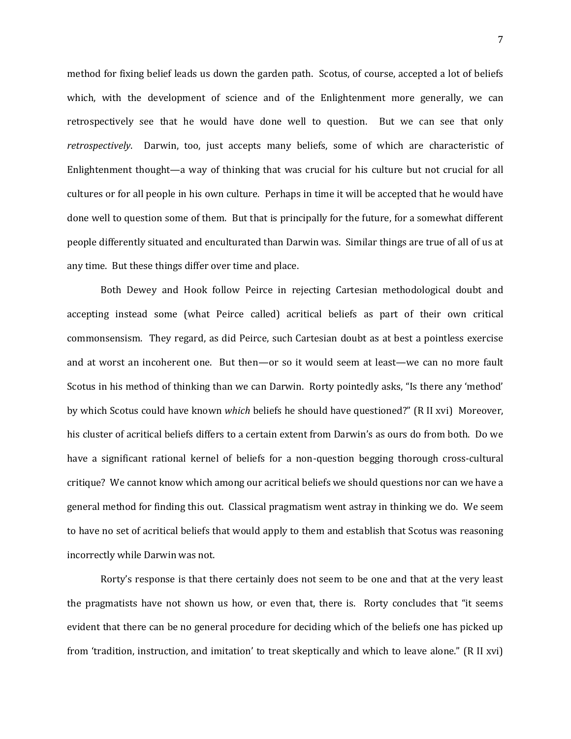method for fixing belief leads us down the garden path. Scotus, of course, accepted a lot of beliefs which, with the development of science and of the Enlightenment more generally, we can retrospectively see that he would have done well to question. But we can see that only *retrospectively*. Darwin, too, just accepts many beliefs, some of which are characteristic of Enlightenment thought—a way of thinking that was crucial for his culture but not crucial for all cultures or for all people in his own culture. Perhaps in time it will be accepted that he would have done well to question some of them. But that is principally for the future, for a somewhat different people differently situated and enculturated than Darwin was. Similar things are true of all of us at any time. But these things differ over time and place.

Both Dewey and Hook follow Peirce in rejecting Cartesian methodological doubt and accepting instead some (what Peirce called) acritical beliefs as part of their own critical commonsensism. They regard, as did Peirce, such Cartesian doubt as at best a pointless exercise and at worst an incoherent one. But then—or so it would seem at least—we can no more fault Scotus in his method of thinking than we can Darwin. Rorty pointedly asks, "Is there any 'method' by which Scotus could have known *which* beliefs he should have questioned?" (R II xvi) Moreover, his cluster of acritical beliefs differs to a certain extent from Darwin's as ours do from both. Do we have a significant rational kernel of beliefs for a non-question begging thorough cross-cultural critique? We cannot know which among our acritical beliefs we should questions nor can we have a general method for finding this out. Classical pragmatism went astray in thinking we do. We seem to have no set of acritical beliefs that would apply to them and establish that Scotus was reasoning incorrectly while Darwin was not.

Rorty's response is that there certainly does not seem to be one and that at the very least the pragmatists have not shown us how, or even that, there is. Rorty concludes that "it seems evident that there can be no general procedure for deciding which of the beliefs one has picked up from 'tradition, instruction, and imitation' to treat skeptically and which to leave alone." (R II xvi)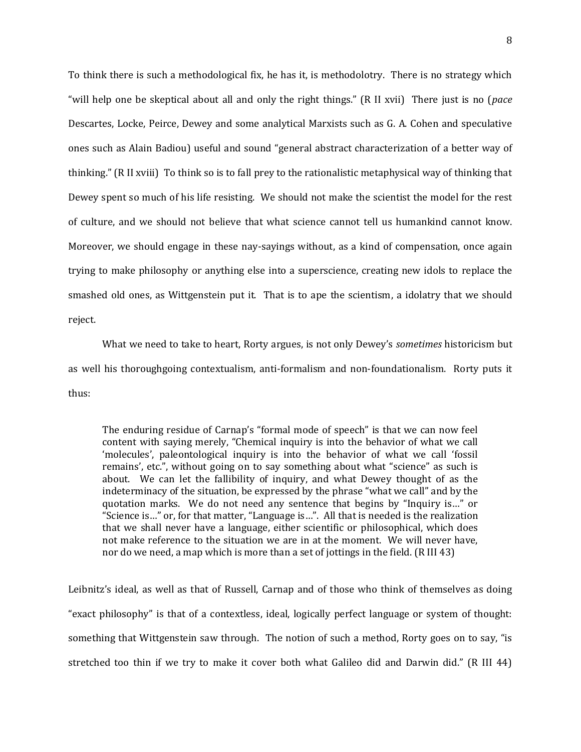To think there is such a methodological fix, he has it, is methodolotry. There is no strategy which "will help one be skeptical about all and only the right things." (R II xvii) There just is no (*pace* Descartes, Locke, Peirce, Dewey and some analytical Marxists such as G. A. Cohen and speculative ones such as Alain Badiou) useful and sound "general abstract characterization of a better way of thinking." (R II xviii) To think so is to fall prey to the rationalistic metaphysical way of thinking that Dewey spent so much of his life resisting. We should not make the scientist the model for the rest of culture, and we should not believe that what science cannot tell us humankind cannot know. Moreover, we should engage in these nay-sayings without, as a kind of compensation, once again trying to make philosophy or anything else into a superscience, creating new idols to replace the smashed old ones, as Wittgenstein put it. That is to ape the scientism, a idolatry that we should reject.

What we need to take to heart, Rorty argues, is not only Dewey's *sometimes* historicism but as well his thoroughgoing contextualism, anti-formalism and non-foundationalism. Rorty puts it thus:

> The enduring residue of Carnap's "formal mode of speech" is that we can now feel content with saying merely, "Chemical inquiry is into the behavior of what we call 'molecules', paleontological inquiry is into the behavior of what we call 'fossil remains', etc.", without going on to say something about what "science" as such is about. We can let the fallibility of inquiry, and what Dewey thought of as the indeterminacy of the situation, be expressed by the phrase "what we call" and by the quotation marks. We do not need any sentence that begins by "Inquiry is…" or "Science is…" or, for that matter, "Language is…". All that is needed is the realization that we shall never have a language, either scientific or philosophical, which does not make reference to the situation we are in at the moment. We will never have, nor do we need, a map which is more than a set of jottings in the field. (R III 43)

Leibnitz's ideal, as well as that of Russell, Carnap and of those who think of themselves as doing "exact philosophy" is that of a contextless, ideal, logically perfect language or system of thought: something that Wittgenstein saw through. The notion of such a method, Rorty goes on to say, "is stretched too thin if we try to make it cover both what Galileo did and Darwin did." (R III 44)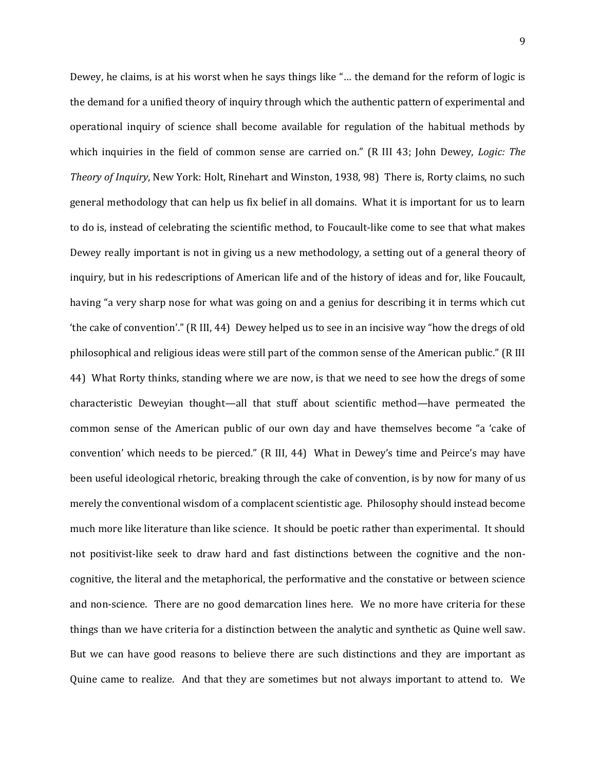Dewey, he claims, is at his worst when he says things like "… the demand for the reform of logic is the demand for a unified theory of inquiry through which the authentic pattern of experimental and operational inquiry of science shall become available for regulation of the habitual methods by which inquiries in the field of common sense are carried on." (R III 43; John Dewey, *Logic: The Theory of Inquiry*, New York: Holt, Rinehart and Winston, 1938, 98) There is, Rorty claims, no such general methodology that can help us fix belief in all domains. What it is important for us to learn to do is, instead of celebrating the scientific method, to Foucault-like come to see that what makes Dewey really important is not in giving us a new methodology, a setting out of a general theory of inquiry, but in his redescriptions of American life and of the history of ideas and for, like Foucault, having "a very sharp nose for what was going on and a genius for describing it in terms which cut 'the cake of convention'." (R III, 44) Dewey helped us to see in an incisive way "how the dregs of old philosophical and religious ideas were still part of the common sense of the American public." (R III 44) What Rorty thinks, standing where we are now, is that we need to see how the dregs of some characteristic Deweyian thought—all that stuff about scientific method—have permeated the common sense of the American public of our own day and have themselves become "a 'cake of convention' which needs to be pierced." (R III, 44) What in Dewey's time and Peirce's may have been useful ideological rhetoric, breaking through the cake of convention, is by now for many of us merely the conventional wisdom of a complacent scientistic age. Philosophy should instead become much more like literature than like science. It should be poetic rather than experimental. It should not positivist-like seek to draw hard and fast distinctions between the cognitive and the non-cognitive, the literal and the metaphorical, the performative and the constative or between science and non-science. There are no good demarcation lines here. We no more have criteria for these things than we have criteria for a distinction between the analytic and synthetic as Quine well saw. But we can have good reasons to believe there are such distinctions and they are important as Quine came to realize. And that they are sometimes but not always important to attend to. We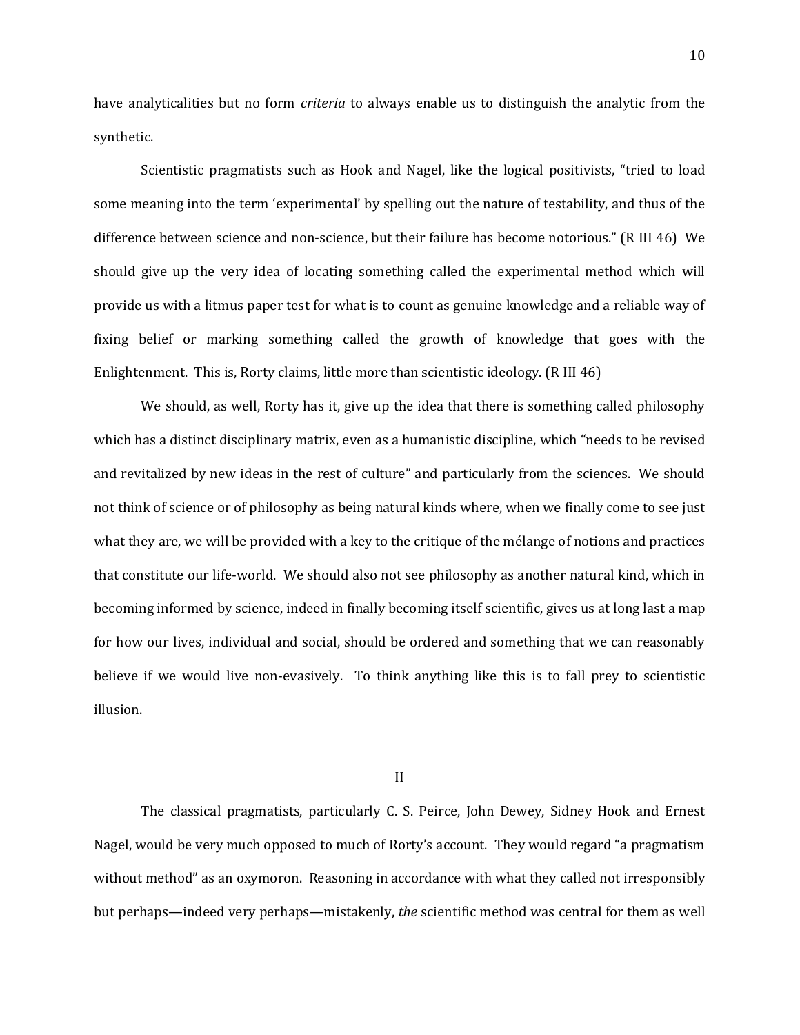have analyticalities but no form *criteria* to always enable us to distinguish the analytic from the synthetic.

Scientistic pragmatists such as Hook and Nagel, like the logical positivists, "tried to load some meaning into the term 'experimental' by spelling out the nature of testability, and thus of the difference between science and non-science, but their failure has become notorious." (R III 46) We should give up the very idea of locating something called the experimental method which will provide us with a litmus paper test for what is to count as genuine knowledge and a reliable way of fixing belief or marking something called the growth of knowledge that goes with the Enlightenment. This is, Rorty claims, little more than scientistic ideology. (R III 46)

We should, as well, Rorty has it, give up the idea that there is something called philosophy which has a distinct disciplinary matrix, even as a humanistic discipline, which "needs to be revised and revitalized by new ideas in the rest of culture" and particularly from the sciences. We should not think of science or of philosophy as being natural kinds where, when we finally come to see just what they are, we will be provided with a key to the critique of the mélange of notions and practices that constitute our life-world. We should also not see philosophy as another natural kind, which in becoming informed by science, indeed in finally becoming itself scientific, gives us at long last a map for how our lives, individual and social, should be ordered and something that we can reasonably believe if we would live non-evasively. To think anything like this is to fall prey to scientistic illusion.

## II

The classical pragmatists, particularly C. S. Peirce, John Dewey, Sidney Hook and Ernest Nagel, would be very much opposed to much of Rorty's account. They would regard "a pragmatism without method" as an oxymoron. Reasoning in accordance with what they called not irresponsibly but perhaps—indeed very perhaps—mistakenly, *the* scientific method was central for them as well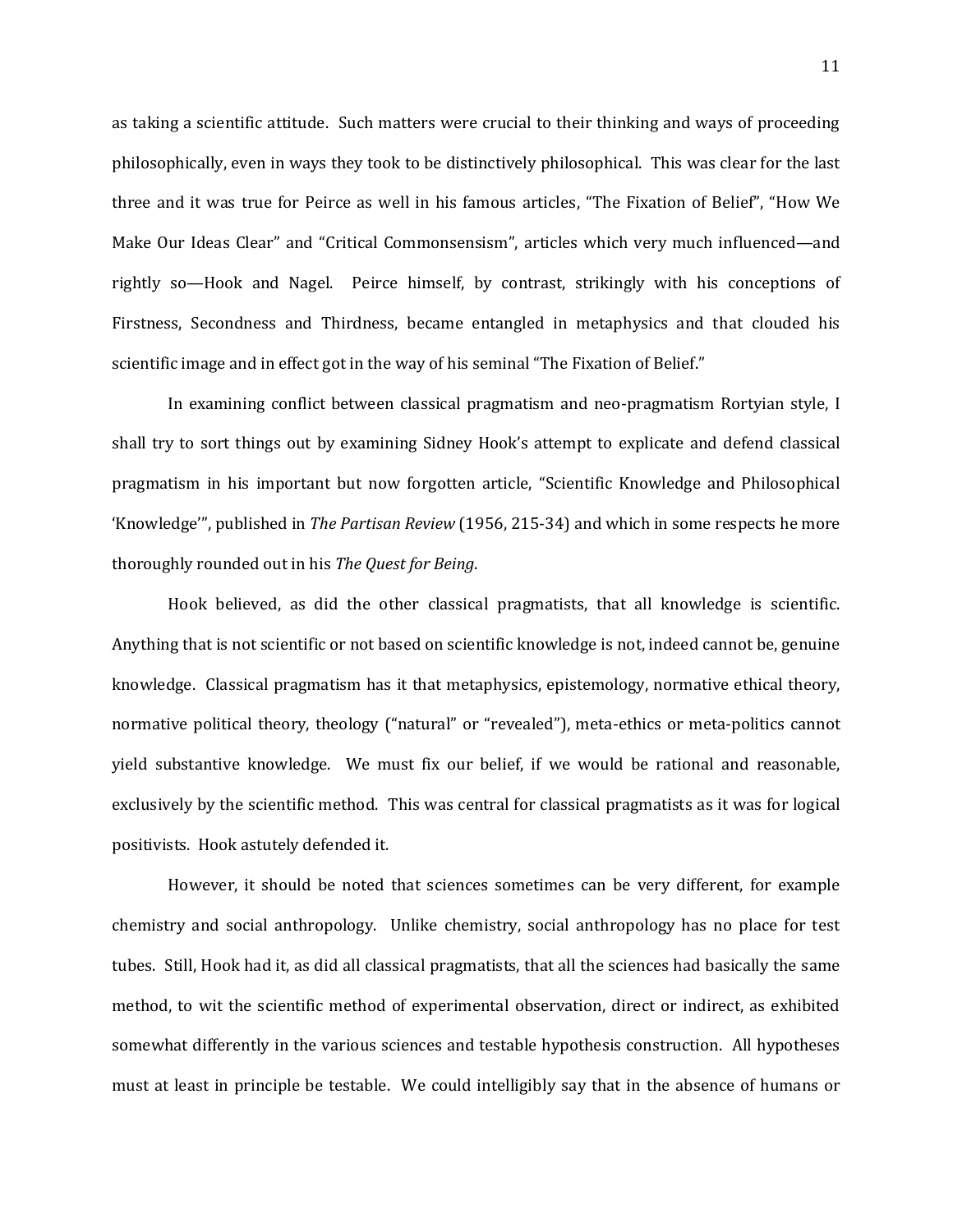as taking a scientific attitude. Such matters were crucial to their thinking and ways of proceeding philosophically, even in ways they took to be distinctively philosophical. This was clear for the last three and it was true for Peirce as well in his famous articles, "The Fixation of Belief", "How We Make Our Ideas Clear" and "Critical Commonsensism", articles which very much influenced—and rightly so—Hook and Nagel. Peirce himself, by contrast, strikingly with his conceptions of Firstness, Secondness and Thirdness, became entangled in metaphysics and that clouded his scientific image and in effect got in the way of his seminal "The Fixation of Belief."

In examining conflict between classical pragmatism and neo-pragmatism Rortyian style, I shall try to sort things out by examining Sidney Hook's attempt to explicate and defend classical pragmatism in his important but now forgotten article, "Scientific Knowledge and Philosophical 'Knowledge'", published in *The Partisan Review* (1956, 215-34) and which in some respects he more thoroughly rounded out in his *The Quest for Being*.

Hook believed, as did the other classical pragmatists, that all knowledge is scientific. Anything that is not scientific or not based on scientific knowledge is not, indeed cannot be, genuine knowledge. Classical pragmatism has it that metaphysics, epistemology, normative ethical theory, normative political theory, theology ("natural" or "revealed"), meta-ethics or meta-politics cannot yield substantive knowledge. We must fix our belief, if we would be rational and reasonable, exclusively by the scientific method. This was central for classical pragmatists as it was for logical positivists. Hook astutely defended it.

However, it should be noted that sciences sometimes can be very different, for example chemistry and social anthropology. Unlike chemistry, social anthropology has no place for test tubes. Still, Hook had it, as did all classical pragmatists, that all the sciences had basically the same method, to wit the scientific method of experimental observation, direct or indirect, as exhibited somewhat differently in the various sciences and testable hypothesis construction. All hypotheses must at least in principle be testable. We could intelligibly say that in the absence of humans or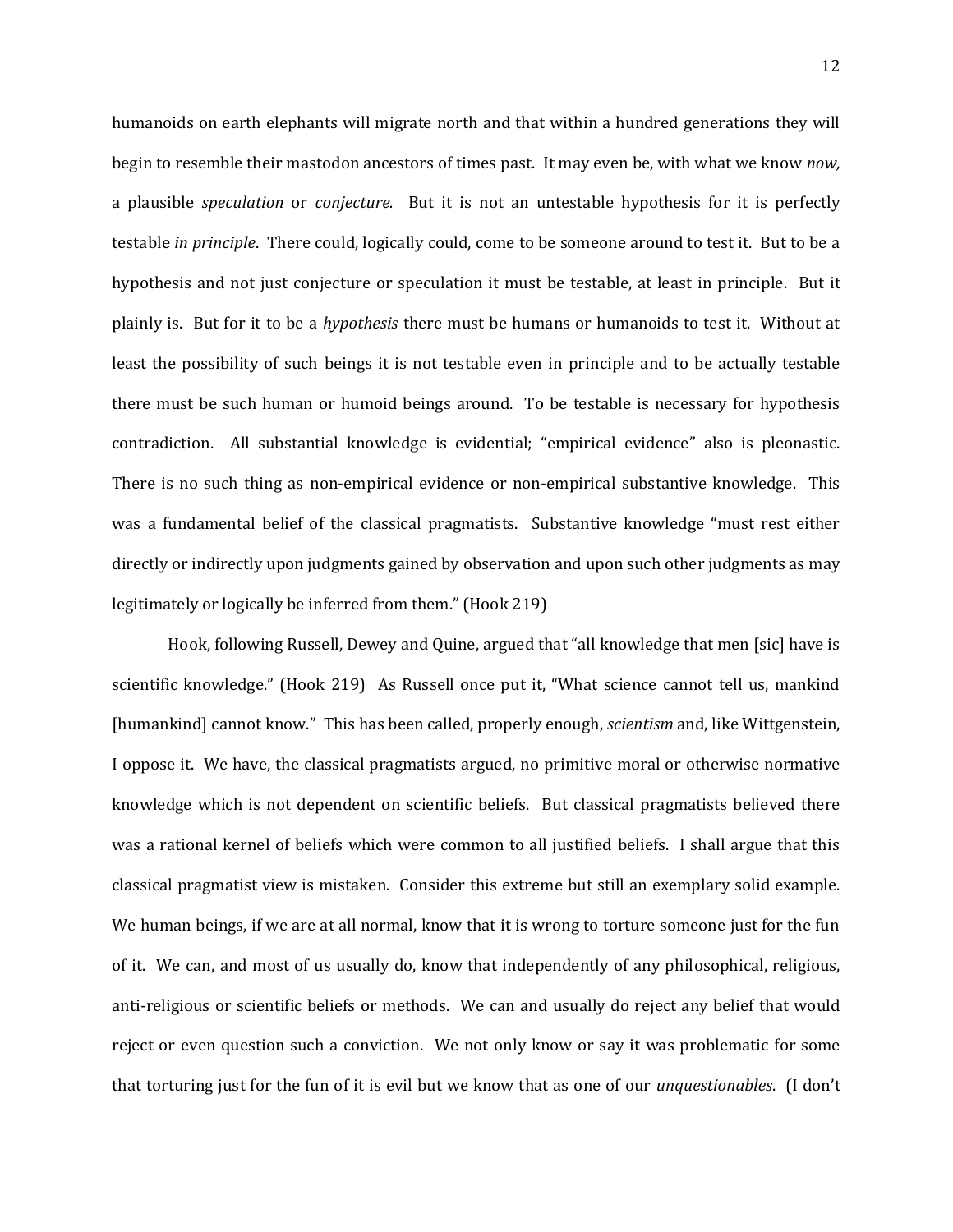humanoids on earth elephants will migrate north and that within a hundred generations they will begin to resemble their mastodon ancestors of times past. It may even be, with what we know *now,* a plausible *speculation* or *conjecture.* But it is not an untestable hypothesis for it is perfectly testable *in principle*. There could, logically could, come to be someone around to test it. But to be a hypothesis and not just conjecture or speculation it must be testable, at least in principle. But it plainly is. But for it to be a *hypothesis* there must be humans or humanoids to test it. Without at least the possibility of such beings it is not testable even in principle and to be actually testable there must be such human or humoid beings around. To be testable is necessary for hypothesis contradiction. All substantial knowledge is evidential; "empirical evidence" also is pleonastic. There is no such thing as non-empirical evidence or non-empirical substantive knowledge. This was a fundamental belief of the classical pragmatists. Substantive knowledge "must rest either directly or indirectly upon judgments gained by observation and upon such other judgments as may legitimately or logically be inferred from them." (Hook 219)

Hook, following Russell, Dewey and Quine, argued that "all knowledge that men [sic] have is scientific knowledge." (Hook 219) As Russell once put it, "What science cannot tell us, mankind [humankind] cannot know." This has been called, properly enough, *scientism* and, like Wittgenstein, I oppose it. We have, the classical pragmatists argued, no primitive moral or otherwise normative knowledge which is not dependent on scientific beliefs. But classical pragmatists believed there was a rational kernel of beliefs which were common to all justified beliefs. I shall argue that this classical pragmatist view is mistaken. Consider this extreme but still an exemplary solid example. We human beings, if we are at all normal, know that it is wrong to torture someone just for the fun of it. We can, and most of us usually do, know that independently of any philosophical, religious, anti-religious or scientific beliefs or methods. We can and usually do reject any belief that would reject or even question such a conviction. We not only know or say it was problematic for some that torturing just for the fun of it is evil but we know that as one of our *unquestionables*. (I don't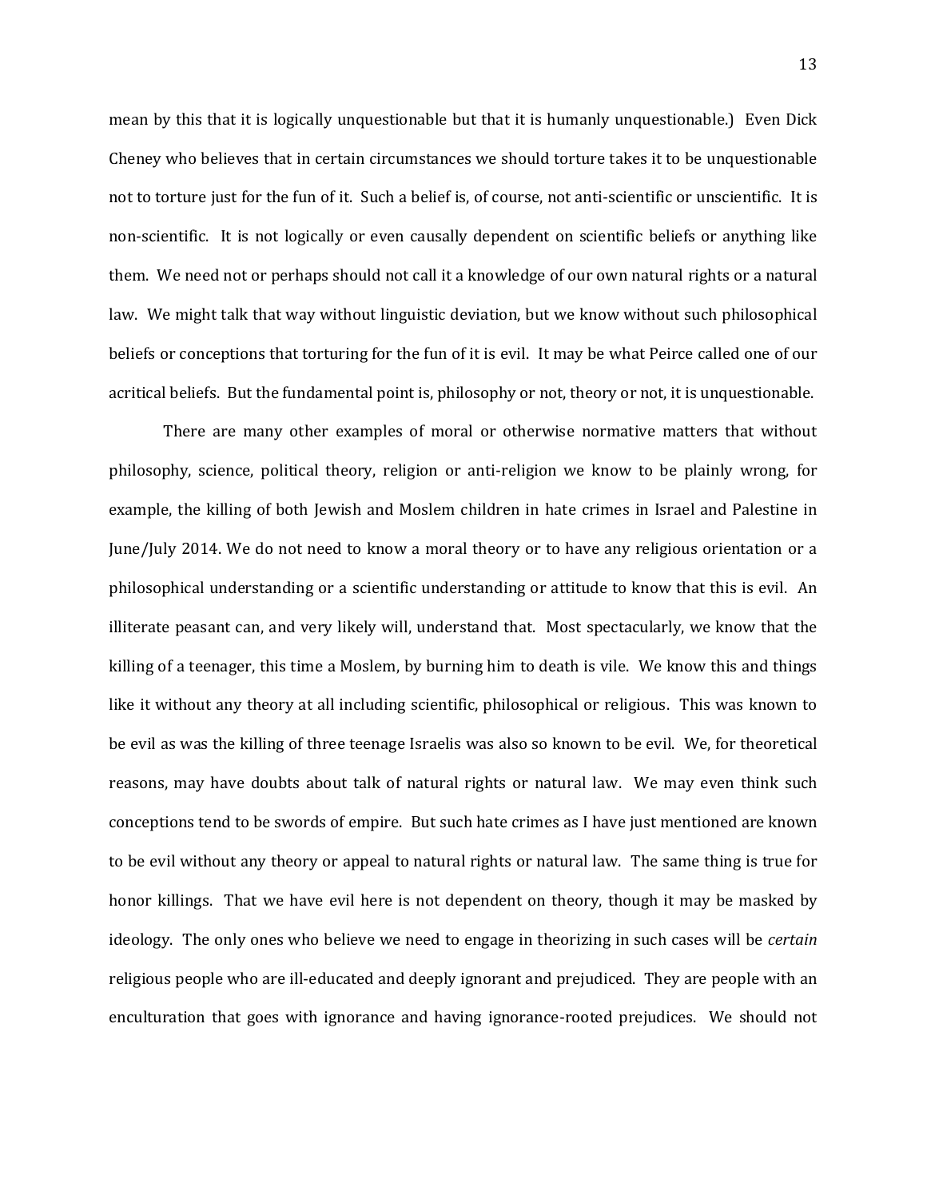mean by this that it is logically unquestionable but that it is humanly unquestionable.) Even Dick Cheney who believes that in certain circumstances we should torture takes it to be unquestionable not to torture just for the fun of it. Such a belief is, of course, not anti-scientific or unscientific. It is non-scientific. It is not logically or even causally dependent on scientific beliefs or anything like them. We need not or perhaps should not call it a knowledge of our own natural rights or a natural law. We might talk that way without linguistic deviation, but we know without such philosophical beliefs or conceptions that torturing for the fun of it is evil. It may be what Peirce called one of our acritical beliefs. But the fundamental point is, philosophy or not, theory or not, it is unquestionable.

There are many other examples of moral or otherwise normative matters that without philosophy, science, political theory, religion or anti-religion we know to be plainly wrong, for example, the killing of both Jewish and Moslem children in hate crimes in Israel and Palestine in June/July 2014. We do not need to know a moral theory or to have any religious orientation or a philosophical understanding or a scientific understanding or attitude to know that this is evil. An illiterate peasant can, and very likely will, understand that. Most spectacularly, we know that the killing of a teenager, this time a Moslem, by burning him to death is vile. We know this and things like it without any theory at all including scientific, philosophical or religious. This was known to be evil as was the killing of three teenage Israelis was also so known to be evil. We, for theoretical reasons, may have doubts about talk of natural rights or natural law. We may even think such conceptions tend to be swords of empire. But such hate crimes as I have just mentioned are known to be evil without any theory or appeal to natural rights or natural law. The same thing is true for honor killings. That we have evil here is not dependent on theory, though it may be masked by ideology. The only ones who believe we need to engage in theorizing in such cases will be *certain* religious people who are ill-educated and deeply ignorant and prejudiced. They are people with an enculturation that goes with ignorance and having ignorance-rooted prejudices. We should not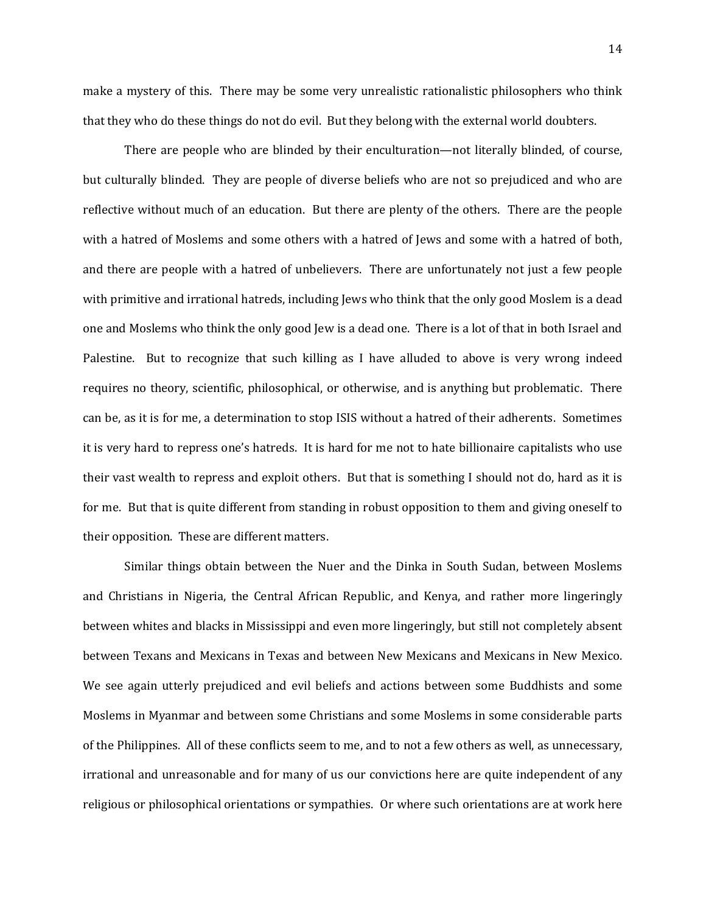make a mystery of this. There may be some very unrealistic rationalistic philosophers who think that they who do these things do not do evil. But they belong with the external world doubters.

There are people who are blinded by their enculturation—not literally blinded, of course, but culturally blinded. They are people of diverse beliefs who are not so prejudiced and who are reflective without much of an education. But there are plenty of the others. There are the people with a hatred of Moslems and some others with a hatred of Jews and some with a hatred of both, and there are people with a hatred of unbelievers. There are unfortunately not just a few people with primitive and irrational hatreds, including Jews who think that the only good Moslem is a dead one and Moslems who think the only good Jew is a dead one. There is a lot of that in both Israel and Palestine. But to recognize that such killing as I have alluded to above is very wrong indeed requires no theory, scientific, philosophical, or otherwise, and is anything but problematic. There can be, as it is for me, a determination to stop ISIS without a hatred of their adherents. Sometimes it is very hard to repress one's hatreds. It is hard for me not to hate billionaire capitalists who use their vast wealth to repress and exploit others. But that is something I should not do, hard as it is for me. But that is quite different from standing in robust opposition to them and giving oneself to their opposition. These are different matters.

Similar things obtain between the Nuer and the Dinka in South Sudan, between Moslems and Christians in Nigeria, the Central African Republic, and Kenya, and rather more lingeringly between whites and blacks in Mississippi and even more lingeringly, but still not completely absent between Texans and Mexicans in Texas and between New Mexicans and Mexicans in New Mexico. We see again utterly prejudiced and evil beliefs and actions between some Buddhists and some Moslems in Myanmar and between some Christians and some Moslems in some considerable parts of the Philippines. All of these conflicts seem to me, and to not a few others as well, as unnecessary, irrational and unreasonable and for many of us our convictions here are quite independent of any religious or philosophical orientations or sympathies. Or where such orientations are at work here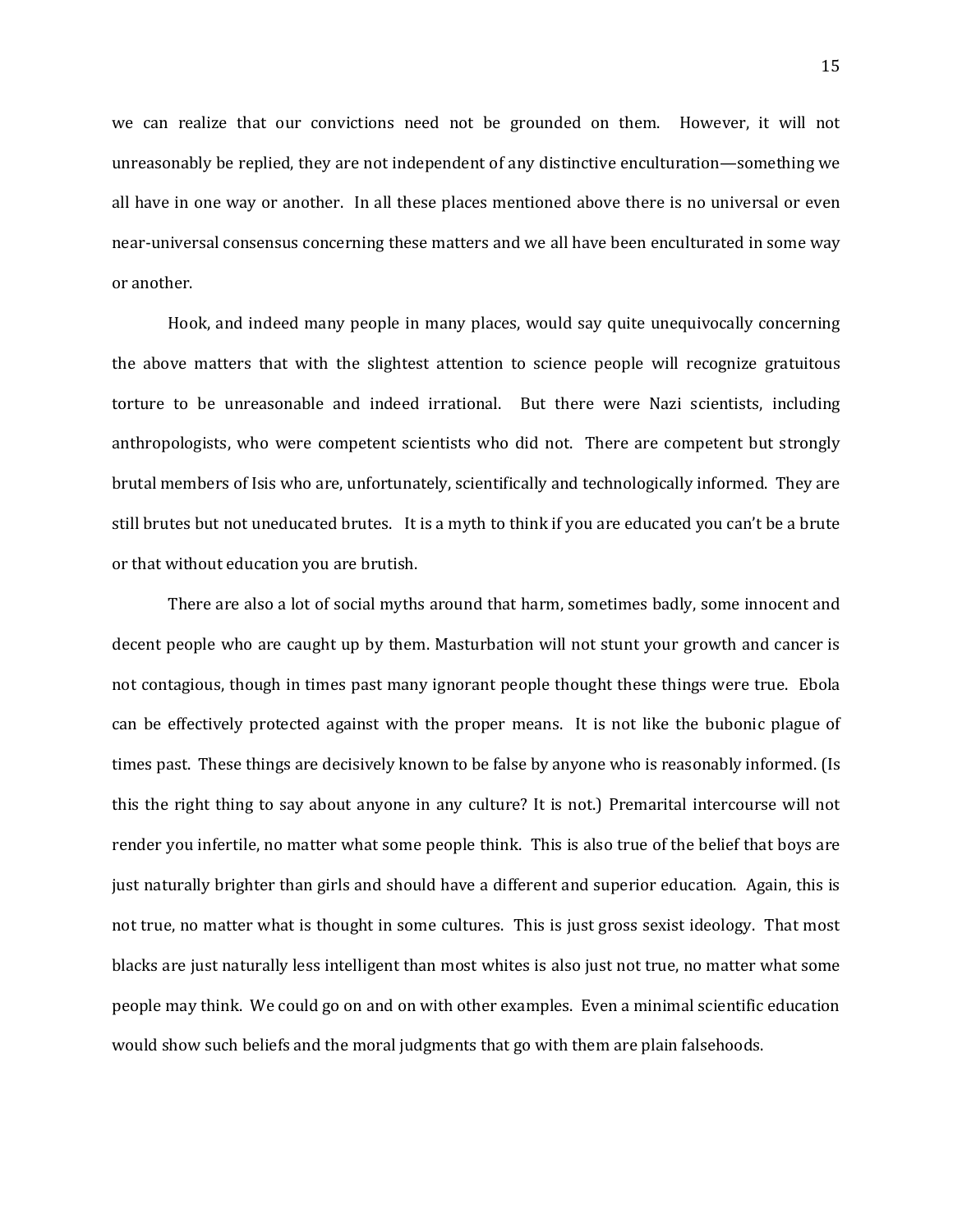we can realize that our convictions need not be grounded on them. However, it will not unreasonably be replied, they are not independent of any distinctive enculturation—something we all have in one way or another. In all these places mentioned above there is no universal or even near-universal consensus concerning these matters and we all have been enculturated in some way or another.

Hook, and indeed many people in many places, would say quite unequivocally concerning the above matters that with the slightest attention to science people will recognize gratuitous torture to be unreasonable and indeed irrational. But there were Nazi scientists, including anthropologists, who were competent scientists who did not. There are competent but strongly brutal members of Isis who are, unfortunately, scientifically and technologically informed. They are still brutes but not uneducated brutes. It is a myth to think if you are educated you can't be a brute or that without education you are brutish.

There are also a lot of social myths around that harm, sometimes badly, some innocent and decent people who are caught up by them. Masturbation will not stunt your growth and cancer is not contagious, though in times past many ignorant people thought these things were true. Ebola can be effectively protected against with the proper means. It is not like the bubonic plague of times past. These things are decisively known to be false by anyone who is reasonably informed. (Is this the right thing to say about anyone in any culture? It is not.) Premarital intercourse will not render you infertile, no matter what some people think. This is also true of the belief that boys are just naturally brighter than girls and should have a different and superior education. Again, this is not true, no matter what is thought in some cultures. This is just gross sexist ideology. That most blacks are just naturally less intelligent than most whites is also just not true, no matter what some people may think. We could go on and on with other examples. Even a minimal scientific education would show such beliefs and the moral judgments that go with them are plain falsehoods.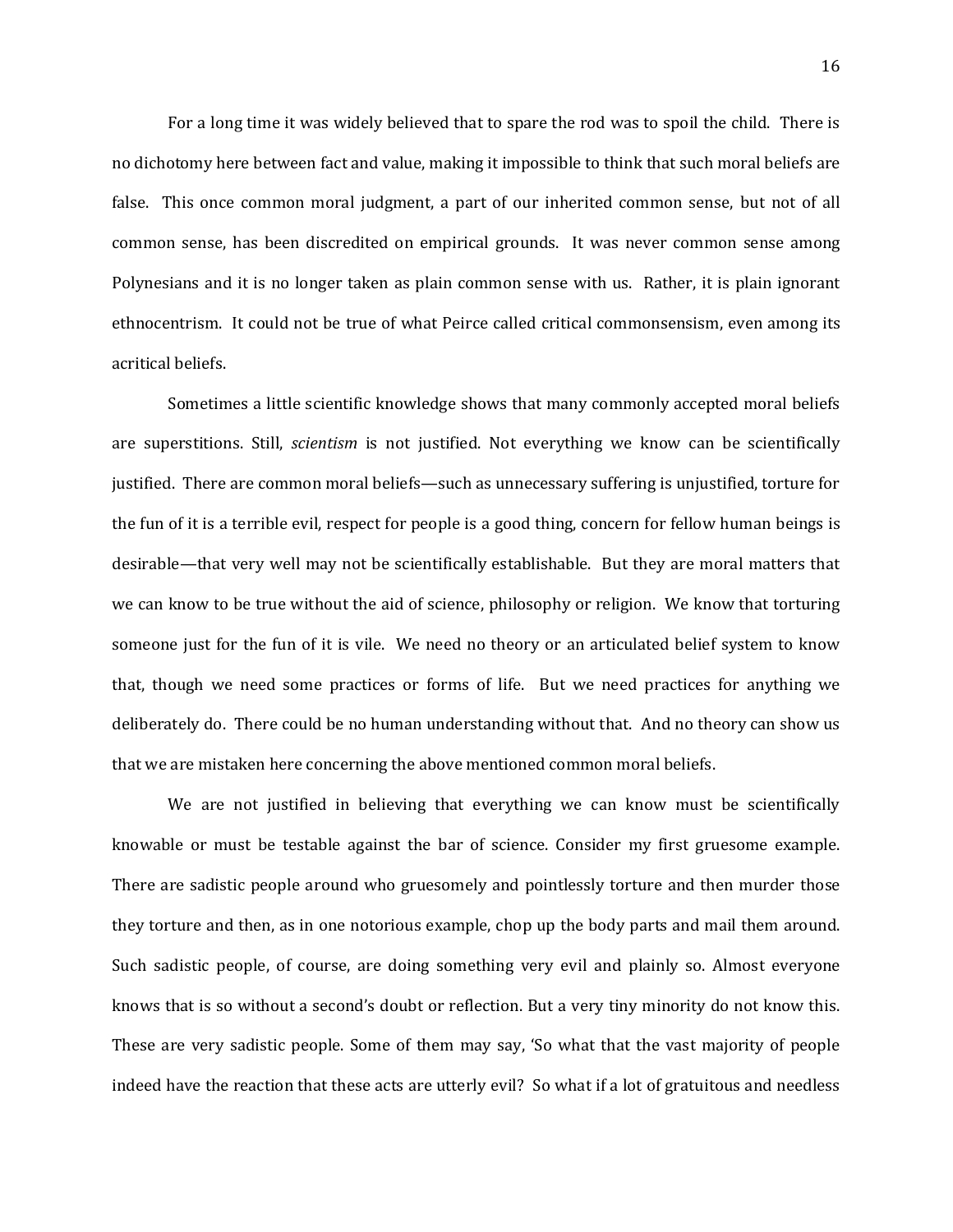For a long time it was widely believed that to spare the rod was to spoil the child. There is no dichotomy here between fact and value, making it impossible to think that such moral beliefs are false. This once common moral judgment, a part of our inherited common sense, but not of all common sense, has been discredited on empirical grounds. It was never common sense among Polynesians and it is no longer taken as plain common sense with us. Rather, it is plain ignorant ethnocentrism. It could not be true of what Peirce called critical commonsensism, even among its acritical beliefs.

Sometimes a little scientific knowledge shows that many commonly accepted moral beliefs are superstitions. Still, *scientism* is not justified. Not everything we know can be scientifically justified. There are common moral beliefs—such as unnecessary suffering is unjustified, torture for the fun of it is a terrible evil, respect for people is a good thing, concern for fellow human beings is desirable—that very well may not be scientifically establishable. But they are moral matters that we can know to be true without the aid of science, philosophy or religion. We know that torturing someone just for the fun of it is vile. We need no theory or an articulated belief system to know that, though we need some practices or forms of life. But we need practices for anything we deliberately do. There could be no human understanding without that. And no theory can show us that we are mistaken here concerning the above mentioned common moral beliefs.

We are not justified in believing that everything we can know must be scientifically knowable or must be testable against the bar of science. Consider my first gruesome example. There are sadistic people around who gruesomely and pointlessly torture and then murder those they torture and then, as in one notorious example, chop up the body parts and mail them around. Such sadistic people, of course, are doing something very evil and plainly so. Almost everyone knows that is so without a second's doubt or reflection. But a very tiny minority do not know this. These are very sadistic people. Some of them may say, 'So what that the vast majority of people indeed have the reaction that these acts are utterly evil? So what if a lot of gratuitous and needless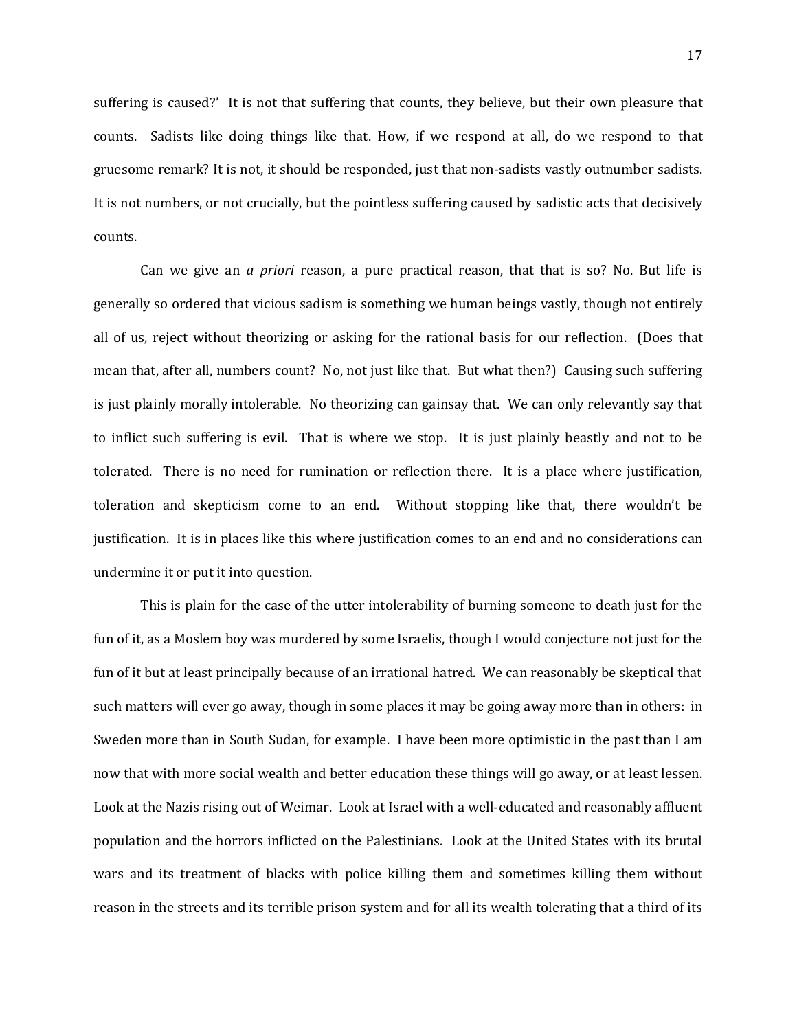suffering is caused?' It is not that suffering that counts, they believe, but their own pleasure that counts. Sadists like doing things like that. How, if we respond at all, do we respond to that gruesome remark? It is not, it should be responded, just that non-sadists vastly outnumber sadists. It is not numbers, or not crucially, but the pointless suffering caused by sadistic acts that decisively counts.

Can we give an *a priori* reason, a pure practical reason, that that is so? No. But life is generally so ordered that vicious sadism is something we human beings vastly, though not entirely all of us, reject without theorizing or asking for the rational basis for our reflection. (Does that mean that, after all, numbers count? No, not just like that. But what then?) Causing such suffering is just plainly morally intolerable. No theorizing can gainsay that. We can only relevantly say that to inflict such suffering is evil. That is where we stop. It is just plainly beastly and not to be tolerated. There is no need for rumination or reflection there. It is a place where justification, toleration and skepticism come to an end. Without stopping like that, there wouldn't be justification. It is in places like this where justification comes to an end and no considerations can undermine it or put it into question.

This is plain for the case of the utter intolerability of burning someone to death just for the fun of it, as a Moslem boy was murdered by some Israelis, though I would conjecture not just for the fun of it but at least principally because of an irrational hatred. We can reasonably be skeptical that such matters will ever go away, though in some places it may be going away more than in others: in Sweden more than in South Sudan, for example. I have been more optimistic in the past than I am now that with more social wealth and better education these things will go away, or at least lessen. Look at the Nazis rising out of Weimar. Look at Israel with a well-educated and reasonably affluent population and the horrors inflicted on the Palestinians. Look at the United States with its brutal wars and its treatment of blacks with police killing them and sometimes killing them without reason in the streets and its terrible prison system and for all its wealth tolerating that a third of its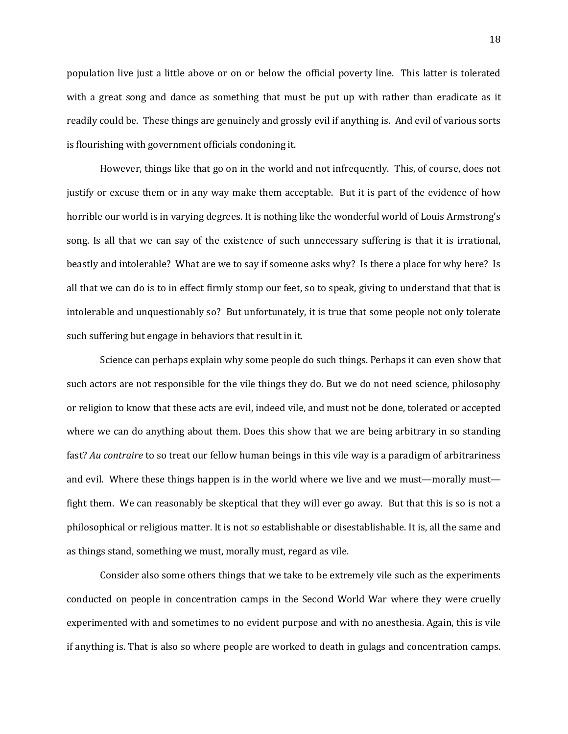population live just a little above or on or below the official poverty line. This latter is tolerated with a great song and dance as something that must be put up with rather than eradicate as it readily could be. These things are genuinely and grossly evil if anything is. And evil of various sorts is flourishing with government officials condoning it.

However, things like that go on in the world and not infrequently. This, of course, does not justify or excuse them or in any way make them acceptable. But it is part of the evidence of how horrible our world is in varying degrees. It is nothing like the wonderful world of Louis Armstrong's song. Is all that we can say of the existence of such unnecessary suffering is that it is irrational, beastly and intolerable? What are we to say if someone asks why? Is there a place for why here? Is all that we can do is to in effect firmly stomp our feet, so to speak, giving to understand that that is intolerable and unquestionably so? But unfortunately, it is true that some people not only tolerate such suffering but engage in behaviors that result in it.

Science can perhaps explain why some people do such things. Perhaps it can even show that such actors are not responsible for the vile things they do. But we do not need science, philosophy or religion to know that these acts are evil, indeed vile, and must not be done, tolerated or accepted where we can do anything about them. Does this show that we are being arbitrary in so standing fast? *Au contraire* to so treat our fellow human beings in this vile way is a paradigm of arbitrariness and evil. Where these things happen is in the world where we live and we must—morally must—fight them. We can reasonably be skeptical that they will ever go away. But that this is so is not a philosophical or religious matter. It is not *so* establishable or disestablishable. It is, all the same and as things stand, something we must, morally must, regard as vile.

Consider also some others things that we take to be extremely vile such as the experiments conducted on people in concentration camps in the Second World War where they were cruelly experimented with and sometimes to no evident purpose and with no anesthesia. Again, this is vile if anything is. That is also so where people are worked to death in gulags and concentration camps.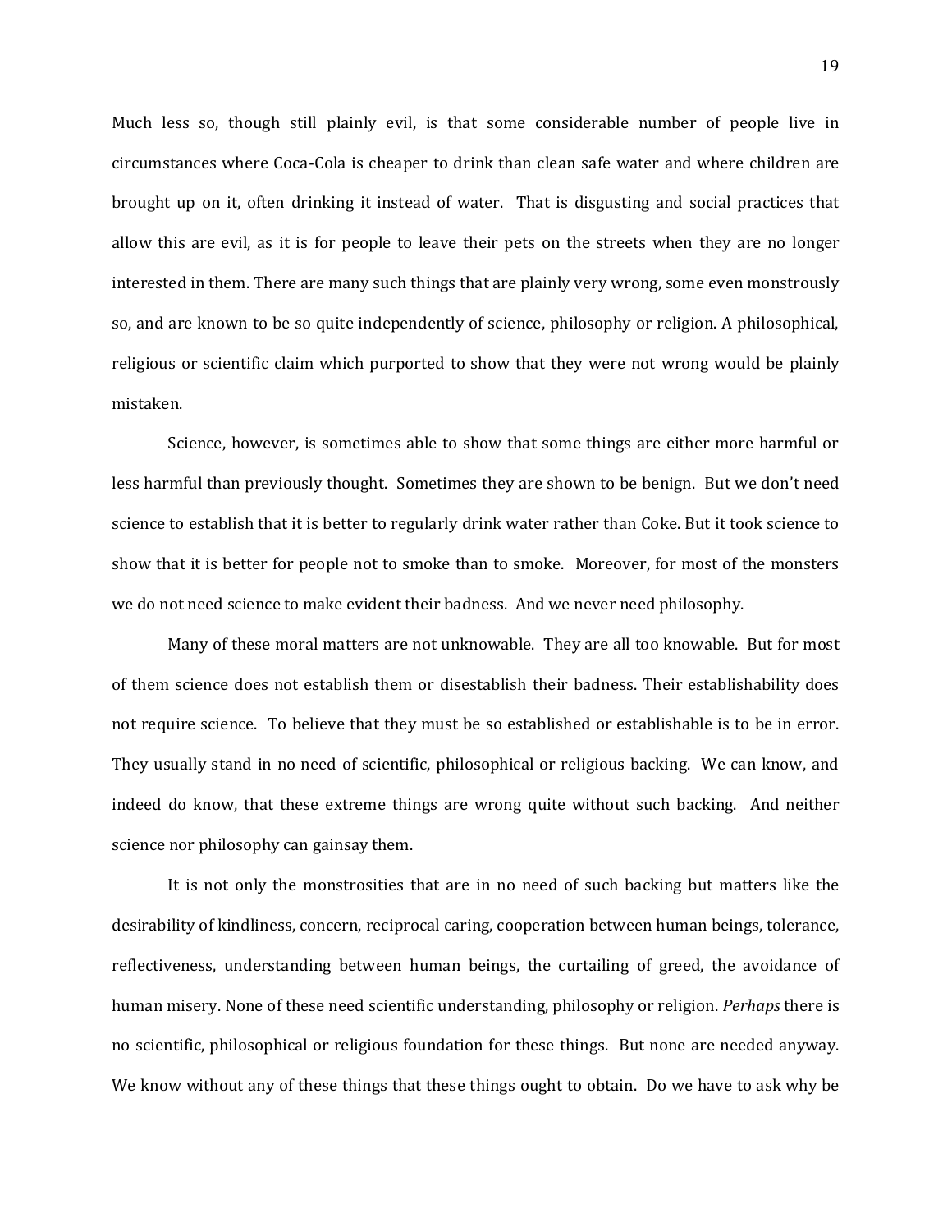Much less so, though still plainly evil, is that some considerable number of people live in circumstances where Coca-Cola is cheaper to drink than clean safe water and where children are brought up on it, often drinking it instead of water. That is disgusting and social practices that allow this are evil, as it is for people to leave their pets on the streets when they are no longer interested in them. There are many such things that are plainly very wrong, some even monstrously so, and are known to be so quite independently of science, philosophy or religion. A philosophical, religious or scientific claim which purported to show that they were not wrong would be plainly mistaken.

Science, however, is sometimes able to show that some things are either more harmful or less harmful than previously thought. Sometimes they are shown to be benign. But we don't need science to establish that it is better to regularly drink water rather than Coke. But it took science to show that it is better for people not to smoke than to smoke. Moreover, for most of the monsters we do not need science to make evident their badness. And we never need philosophy.

Many of these moral matters are not unknowable. They are all too knowable. But for most of them science does not establish them or disestablish their badness. Their establishability does not require science. To believe that they must be so established or establishable is to be in error. They usually stand in no need of scientific, philosophical or religious backing. We can know, and indeed do know, that these extreme things are wrong quite without such backing. And neither science nor philosophy can gainsay them.

It is not only the monstrosities that are in no need of such backing but matters like the desirability of kindliness, concern, reciprocal caring, cooperation between human beings, tolerance, reflectiveness, understanding between human beings, the curtailing of greed, the avoidance of human misery. None of these need scientific understanding, philosophy or religion. *Perhaps* there is no scientific, philosophical or religious foundation for these things. But none are needed anyway. We know without any of these things that these things ought to obtain. Do we have to ask why be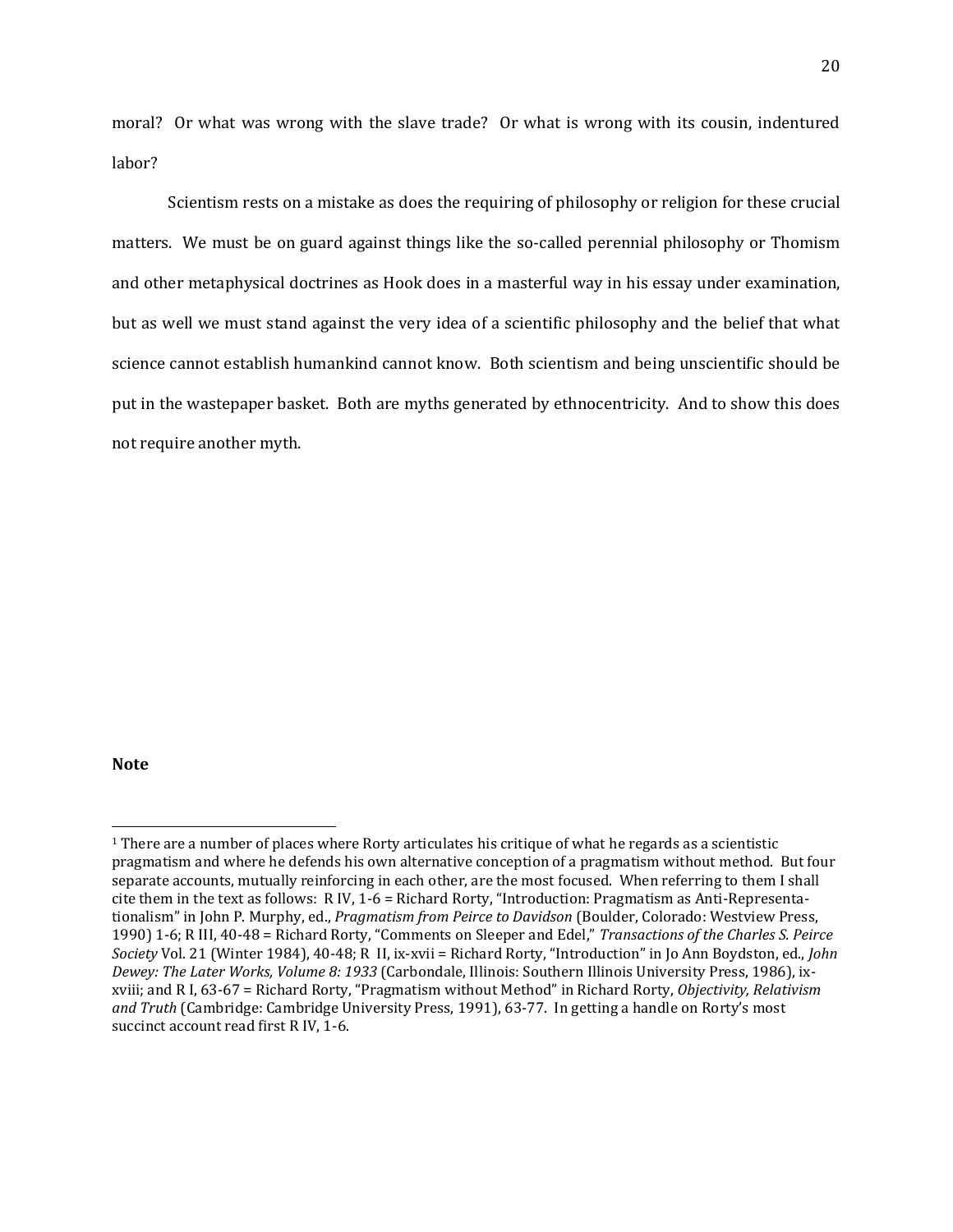moral? Or what was wrong with the slave trade? Or what is wrong with its cousin, indentured labor?

Scientism rests on a mistake as does the requiring of philosophy or religion for these crucial matters. We must be on guard against things like the so-called perennial philosophy or Thomism and other metaphysical doctrines as Hook does in a masterful way in his essay under examination, but as well we must stand against the very idea of a scientific philosophy and the belief that what science cannot establish humankind cannot know. Both scientism and being unscientific should be put in the wastepaper basket. Both are myths generated by ethnocentricity. And to show this does not require another myth.

**Note**

[1] There are a number of places where Rorty articulates his critique of what he regards as a scientistic pragmatism and where he defends his own alternative conception of a pragmatism without method. But four separate accounts, mutually reinforcing in each other, are the most focused. When referring to them I shall cite them in the text as follows: R IV, 1-6 = Richard Rorty, "Introduction: Pragmatism as Anti-Representationalism" in John P. Murphy, ed., *Pragmatism from Peirce to Davidson* (Boulder, Colorado: Westview Press, 1990) 1-6; R III, 40-48 = Richard Rorty, "Comments on Sleeper and Edel," *Transactions of the Charles S. Peirce Society* Vol. 21 (Winter 1984), 40-48; R II, ix-xvii = Richard Rorty, "Introduction" in Jo Ann Boydston, ed., *John Dewey: The Later Works, Volume 8: 1933* (Carbondale, Illinois: Southern Illinois University Press, 1986), ix-xviii; and R I, 63-67 = Richard Rorty, "Pragmatism without Method" in Richard Rorty, *Objectivity, Relativism and Truth* (Cambridge: Cambridge University Press, 1991), 63-77. In getting a handle on Rorty's most succinct account read first R IV, 1-6.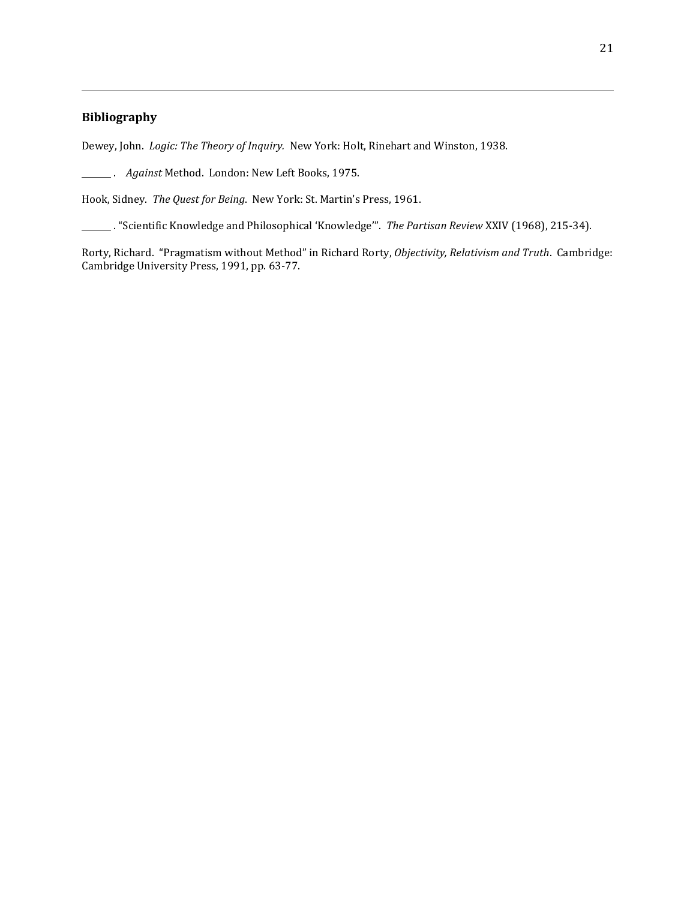## Bibliography

Dewey, John. *Logic: The Theory of Inquiry.* New York: Holt, Rinehart and Winston, 1938.

_______ . *Against* Method. London: New Left Books, 1975.

Hook, Sidney. *The Quest for Being*. New York: St. Martin's Press, 1961.

_______ . "Scientific Knowledge and Philosophical 'Knowledge'". *The Partisan Review* XXIV (1968), 215-34).

Rorty, Richard. "Pragmatism without Method" in Richard Rorty, *Objectivity, Relativism and Truth*. Cambridge: Cambridge University Press, 1991, pp. 63-77.